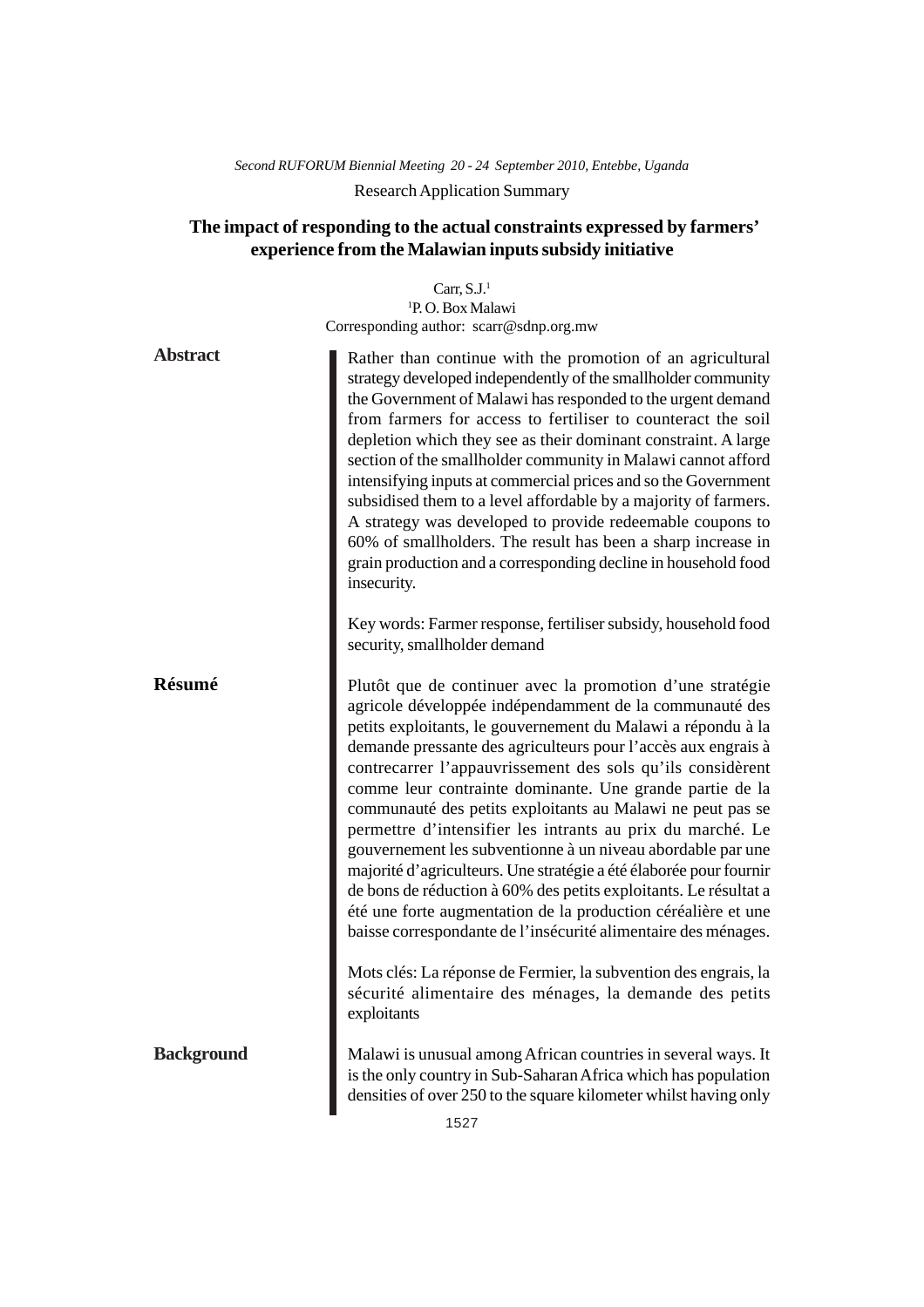Second RUFORUM Biennial Meeting 20 - 24 September 2010, Entebbe, Uganda

Research Application Summary

# The impact of responding to the actual constraints expressed by farmers' experience from the Malawian inputs subsidy initiative

Carr, S.J.[1]

[1]P. O. Box Malawi

Corresponding author: scarr@sdnp.org.mw

## Abstract

Rather than continue with the promotion of an agricultural strategy developed independently of the smallholder community the Government of Malawi has responded to the urgent demand from farmers for access to fertiliser to counteract the soil depletion which they see as their dominant constraint. A large section of the smallholder community in Malawi cannot afford intensifying inputs at commercial prices and so the Government subsidised them to a level affordable by a majority of farmers. A strategy was developed to provide redeemable coupons to 60% of smallholders. The result has been a sharp increase in grain production and a corresponding decline in household food insecurity.

Key words: Farmer response, fertiliser subsidy, household food security, smallholder demand

## Résumé

Plutôt que de continuer avec la promotion d'une stratégie agricole développée indépendamment de la communauté des petits exploitants, le gouvernement du Malawi a répondu à la demande pressante des agriculteurs pour l'accès aux engrais à contrecarrer l'appauvrissement des sols qu'ils considèrent comme leur contrainte dominante. Une grande partie de la communauté des petits exploitants au Malawi ne peut pas se permettre d'intensifier les intrants au prix du marché. Le gouvernement les subventionne à un niveau abordable par une majorité d'agriculteurs. Une stratégie a été élaborée pour fournir de bons de réduction à 60% des petits exploitants. Le résultat a été une forte augmentation de la production céréalière et une baisse correspondante de l'insécurité alimentaire des ménages.

Mots clés: La réponse de Fermier, la subvention des engrais, la sécurité alimentaire des ménages, la demande des petits exploitants

## Background

Malawi is unusual among African countries in several ways. It is the only country in Sub-Saharan Africa which has population densities of over 250 to the square kilometer whilst having only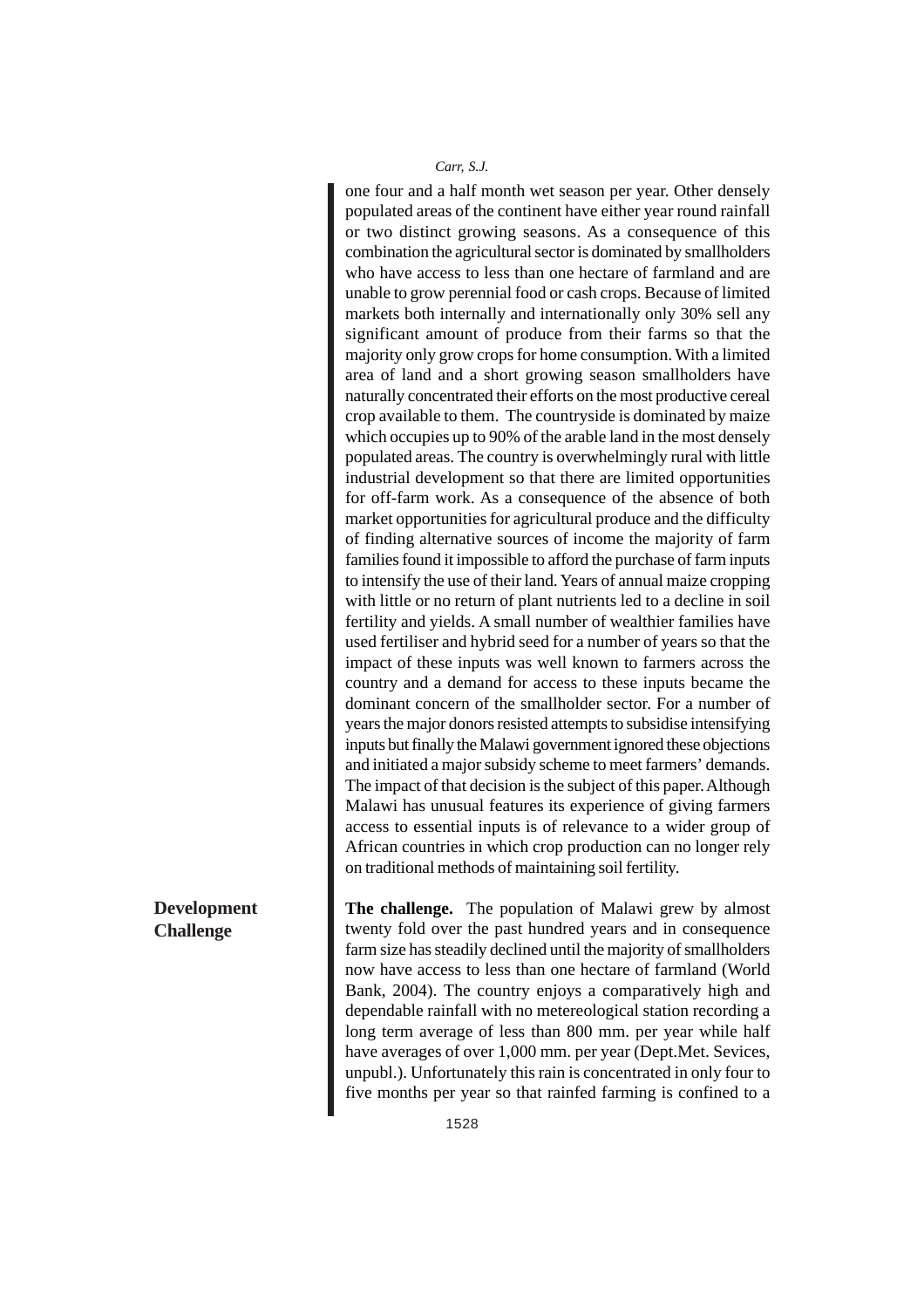one four and a half month wet season per year. Other densely populated areas of the continent have either year round rainfall or two distinct growing seasons. As a consequence of this combination the agricultural sector is dominated by smallholders who have access to less than one hectare of farmland and are unable to grow perennial food or cash crops. Because of limited markets both internally and internationally only 30% sell any significant amount of produce from their farms so that the majority only grow crops for home consumption. With a limited area of land and a short growing season smallholders have naturally concentrated their efforts on the most productive cereal crop available to them. The countryside is dominated by maize which occupies up to 90% of the arable land in the most densely populated areas. The country is overwhelmingly rural with little industrial development so that there are limited opportunities for off-farm work. As a consequence of the absence of both market opportunities for agricultural produce and the difficulty of finding alternative sources of income the majority of farm families found it impossible to afford the purchase of farm inputs to intensify the use of their land. Years of annual maize cropping with little or no return of plant nutrients led to a decline in soil fertility and yields. A small number of wealthier families have used fertiliser and hybrid seed for a number of years so that the impact of these inputs was well known to farmers across the country and a demand for access to these inputs became the dominant concern of the smallholder sector. For a number of years the major donors resisted attempts to subsidise intensifying inputs but finally the Malawi government ignored these objections and initiated a major subsidy scheme to meet farmers' demands. The impact of that decision is the subject of this paper. Although Malawi has unusual features its experience of giving farmers access to essential inputs is of relevance to a wider group of African countries in which crop production can no longer rely on traditional methods of maintaining soil fertility.

## Development Challenge

**The challenge.** The population of Malawi grew by almost twenty fold over the past hundred years and in consequence farm size has steadily declined until the majority of smallholders now have access to less than one hectare of farmland (World Bank, 2004). The country enjoys a comparatively high and dependable rainfall with no metereological station recording a long term average of less than 800 mm. per year while half have averages of over 1,000 mm. per year (Dept.Met. Sevices, unpubl.). Unfortunately this rain is concentrated in only four to five months per year so that rainfed farming is confined to a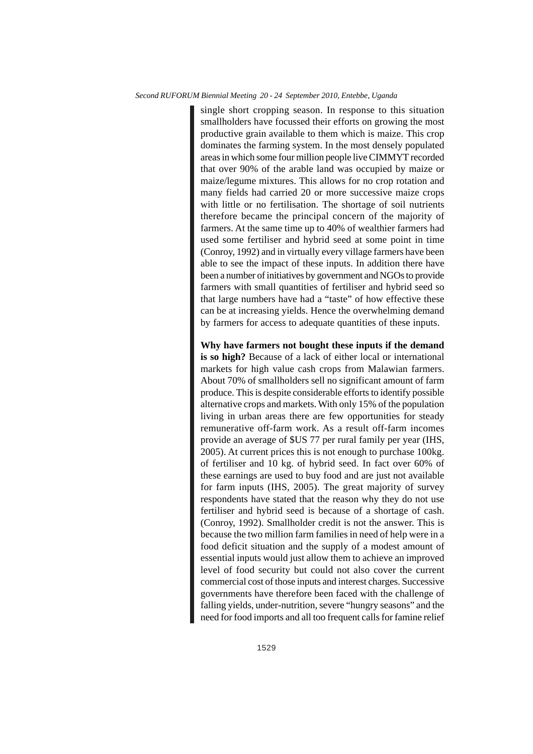single short cropping season. In response to this situation smallholders have focussed their efforts on growing the most productive grain available to them which is maize. This crop dominates the farming system. In the most densely populated areas in which some four million people live CIMMYT recorded that over 90% of the arable land was occupied by maize or maize/legume mixtures. This allows for no crop rotation and many fields had carried 20 or more successive maize crops with little or no fertilisation. The shortage of soil nutrients therefore became the principal concern of the majority of farmers. At the same time up to 40% of wealthier farmers had used some fertiliser and hybrid seed at some point in time (Conroy, 1992) and in virtually every village farmers have been able to see the impact of these inputs. In addition there have been a number of initiatives by government and NGOs to provide farmers with small quantities of fertiliser and hybrid seed so that large numbers have had a "taste" of how effective these can be at increasing yields. Hence the overwhelming demand by farmers for access to adequate quantities of these inputs.

**Why have farmers not bought these inputs if the demand is so high?** Because of a lack of either local or international markets for high value cash crops from Malawian farmers. About 70% of smallholders sell no significant amount of farm produce. This is despite considerable efforts to identify possible alternative crops and markets. With only 15% of the population living in urban areas there are few opportunities for steady remunerative off-farm work. As a result off-farm incomes provide an average of $US 77 per rural family per year (IHS, 2005). At current prices this is not enough to purchase 100kg. of fertiliser and 10 kg. of hybrid seed. In fact over 60% of these earnings are used to buy food and are just not available for farm inputs (IHS, 2005). The great majority of survey respondents have stated that the reason why they do not use fertiliser and hybrid seed is because of a shortage of cash. (Conroy, 1992). Smallholder credit is not the answer. This is because the two million farm families in need of help were in a food deficit situation and the supply of a modest amount of essential inputs would just allow them to achieve an improved level of food security but could not also cover the current commercial cost of those inputs and interest charges. Successive governments have therefore been faced with the challenge of falling yields, under-nutrition, severe "hungry seasons" and the need for food imports and all too frequent calls for famine relief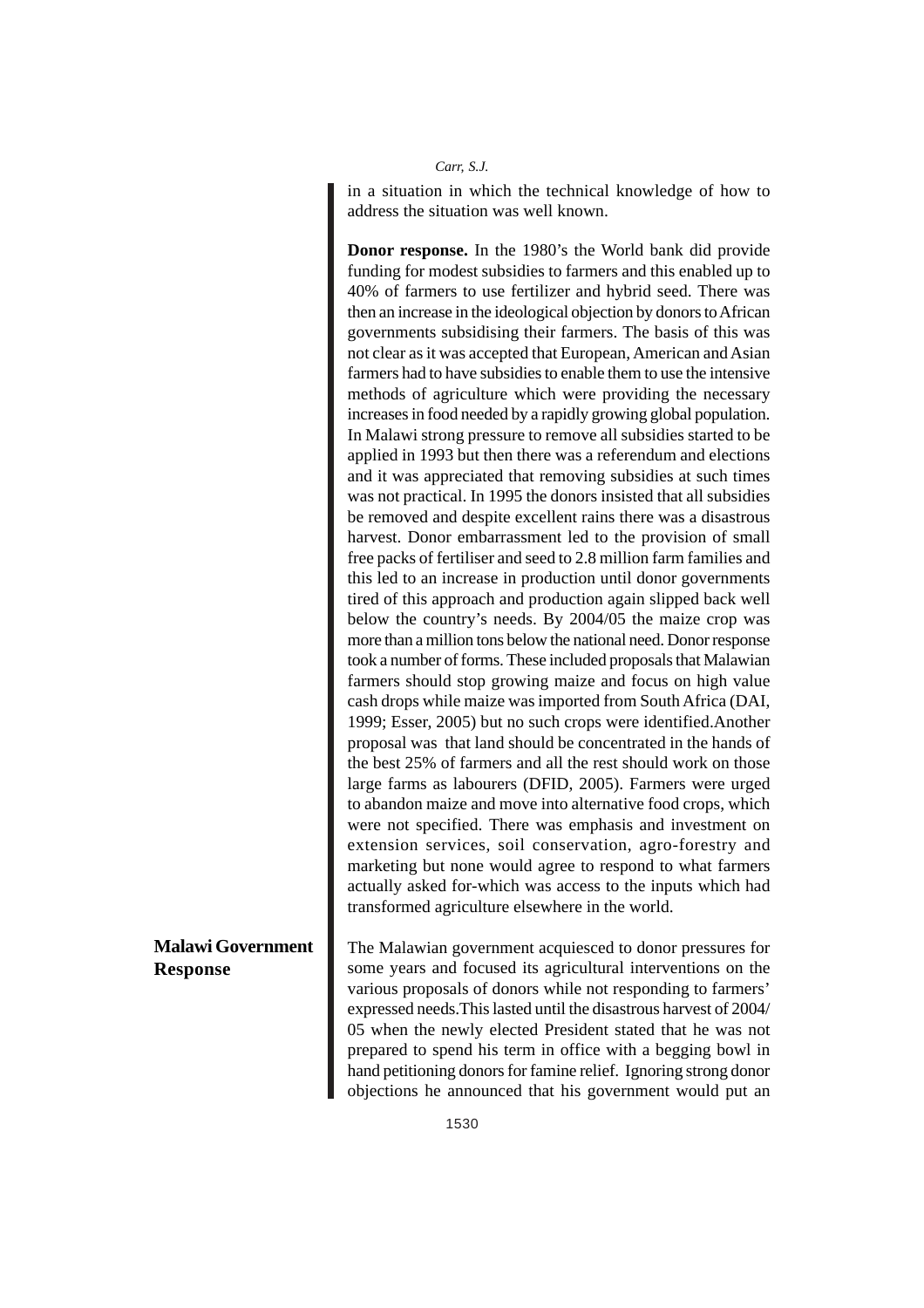in a situation in which the technical knowledge of how to address the situation was well known.

**Donor response.** In the 1980's the World bank did provide funding for modest subsidies to farmers and this enabled up to 40% of farmers to use fertilizer and hybrid seed. There was then an increase in the ideological objection by donors to African governments subsidising their farmers. The basis of this was not clear as it was accepted that European, American and Asian farmers had to have subsidies to enable them to use the intensive methods of agriculture which were providing the necessary increases in food needed by a rapidly growing global population. In Malawi strong pressure to remove all subsidies started to be applied in 1993 but then there was a referendum and elections and it was appreciated that removing subsidies at such times was not practical. In 1995 the donors insisted that all subsidies be removed and despite excellent rains there was a disastrous harvest. Donor embarrassment led to the provision of small free packs of fertiliser and seed to 2.8 million farm families and this led to an increase in production until donor governments tired of this approach and production again slipped back well below the country's needs. By 2004/05 the maize crop was more than a million tons below the national need. Donor response took a number of forms. These included proposals that Malawian farmers should stop growing maize and focus on high value cash drops while maize was imported from South Africa (DAI, 1999; Esser, 2005) but no such crops were identified.Another proposal was that land should be concentrated in the hands of the best 25% of farmers and all the rest should work on those large farms as labourers (DFID, 2005). Farmers were urged to abandon maize and move into alternative food crops, which were not specified. There was emphasis and investment on extension services, soil conservation, agro-forestry and marketing but none would agree to respond to what farmers actually asked for-which was access to the inputs which had transformed agriculture elsewhere in the world.

## Malawi Government Response

The Malawian government acquiesced to donor pressures for some years and focused its agricultural interventions on the various proposals of donors while not responding to farmers' expressed needs.This lasted until the disastrous harvest of 2004/05 when the newly elected President stated that he was not prepared to spend his term in office with a begging bowl in hand petitioning donors for famine relief. Ignoring strong donor objections he announced that his government would put an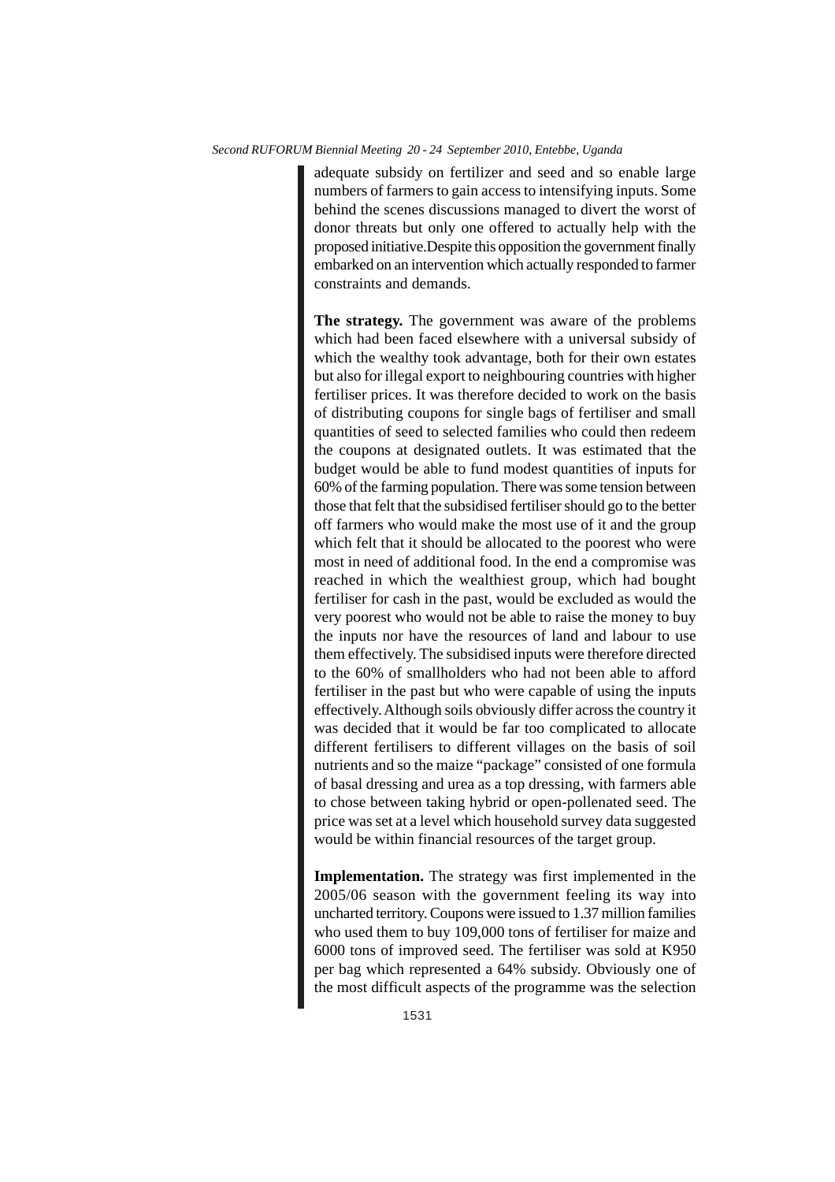adequate subsidy on fertilizer and seed and so enable large numbers of farmers to gain access to intensifying inputs. Some behind the scenes discussions managed to divert the worst of donor threats but only one offered to actually help with the proposed initiative.Despite this opposition the government finally embarked on an intervention which actually responded to farmer constraints and demands.

**The strategy.** The government was aware of the problems which had been faced elsewhere with a universal subsidy of which the wealthy took advantage, both for their own estates but also for illegal export to neighbouring countries with higher fertiliser prices. It was therefore decided to work on the basis of distributing coupons for single bags of fertiliser and small quantities of seed to selected families who could then redeem the coupons at designated outlets. It was estimated that the budget would be able to fund modest quantities of inputs for 60% of the farming population. There was some tension between those that felt that the subsidised fertiliser should go to the better off farmers who would make the most use of it and the group which felt that it should be allocated to the poorest who were most in need of additional food. In the end a compromise was reached in which the wealthiest group, which had bought fertiliser for cash in the past, would be excluded as would the very poorest who would not be able to raise the money to buy the inputs nor have the resources of land and labour to use them effectively. The subsidised inputs were therefore directed to the 60% of smallholders who had not been able to afford fertiliser in the past but who were capable of using the inputs effectively. Although soils obviously differ across the country it was decided that it would be far too complicated to allocate different fertilisers to different villages on the basis of soil nutrients and so the maize "package" consisted of one formula of basal dressing and urea as a top dressing, with farmers able to chose between taking hybrid or open-pollenated seed. The price was set at a level which household survey data suggested would be within financial resources of the target group.

**Implementation.** The strategy was first implemented in the 2005/06 season with the government feeling its way into uncharted territory. Coupons were issued to 1.37 million families who used them to buy 109,000 tons of fertiliser for maize and 6000 tons of improved seed. The fertiliser was sold at K950 per bag which represented a 64% subsidy. Obviously one of the most difficult aspects of the programme was the selection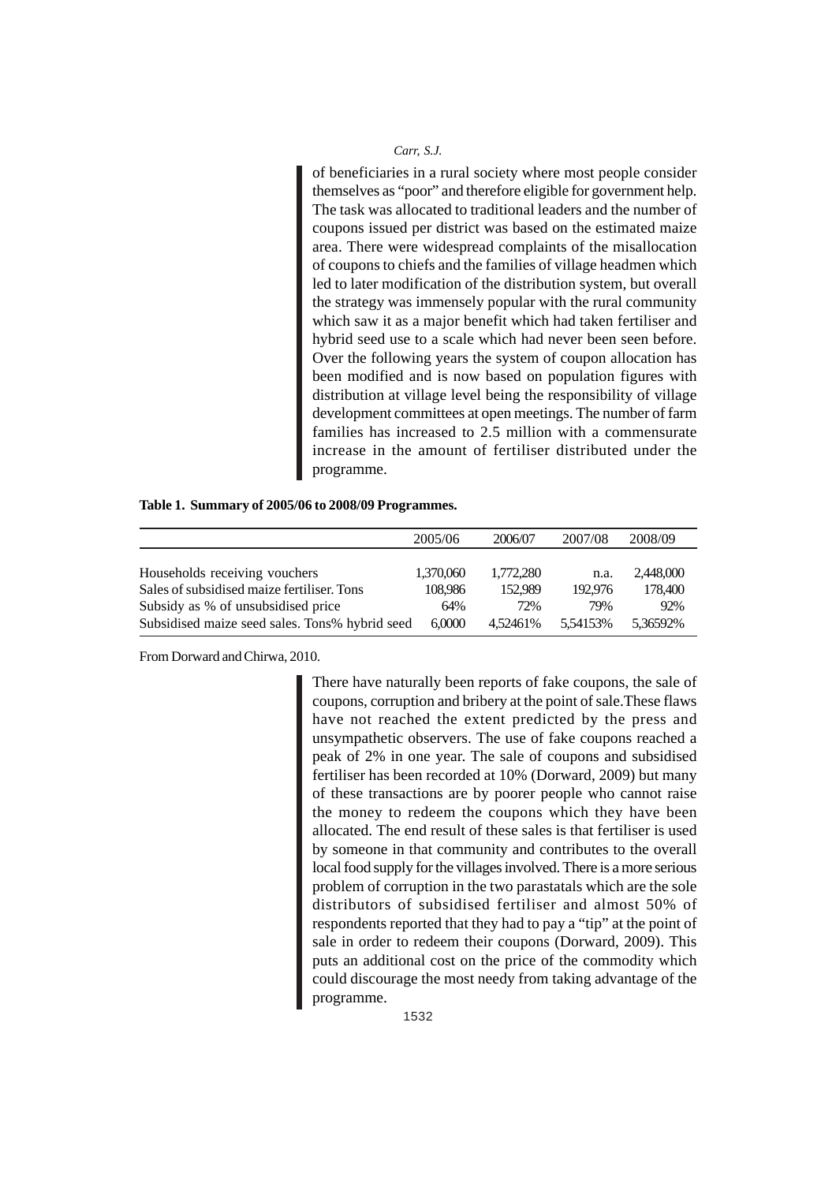of beneficiaries in a rural society where most people consider themselves as "poor" and therefore eligible for government help. The task was allocated to traditional leaders and the number of coupons issued per district was based on the estimated maize area. There were widespread complaints of the misallocation of coupons to chiefs and the families of village headmen which led to later modification of the distribution system, but overall the strategy was immensely popular with the rural community which saw it as a major benefit which had taken fertiliser and hybrid seed use to a scale which had never been seen before. Over the following years the system of coupon allocation has been modified and is now based on population figures with distribution at village level being the responsibility of village development committees at open meetings. The number of farm families has increased to 2.5 million with a commensurate increase in the amount of fertiliser distributed under the programme.

**Table 1. Summary of 2005/06 to 2008/09 Programmes.**

| | 2005/06 | 2006/07 | 2007/08 | 2008/09 |
|---|---|---|---|---|
| Households receiving vouchers | 1,370,060 | 1,772,280 | n.a. | 2,448,000 |
| Sales of subsidised maize fertiliser. Tons | 108,986 | 152,989 | 192,976 | 178,400 |
| Subsidy as % of unsubsidised price | 64% | 72% | 79% | 92% |
| Subsidised maize seed sales. Tons% hybrid seed | 6,0000 | 4,52461% | 5,54153% | 5,36592% |

From Dorward and Chirwa, 2010.

There have naturally been reports of fake coupons, the sale of coupons, corruption and bribery at the point of sale.These flaws have not reached the extent predicted by the press and unsympathetic observers. The use of fake coupons reached a peak of 2% in one year. The sale of coupons and subsidised fertiliser has been recorded at 10% (Dorward, 2009) but many of these transactions are by poorer people who cannot raise the money to redeem the coupons which they have been allocated. The end result of these sales is that fertiliser is used by someone in that community and contributes to the overall local food supply for the villages involved. There is a more serious problem of corruption in the two parastatals which are the sole distributors of subsidised fertiliser and almost 50% of respondents reported that they had to pay a "tip" at the point of sale in order to redeem their coupons (Dorward, 2009). This puts an additional cost on the price of the commodity which could discourage the most needy from taking advantage of the programme.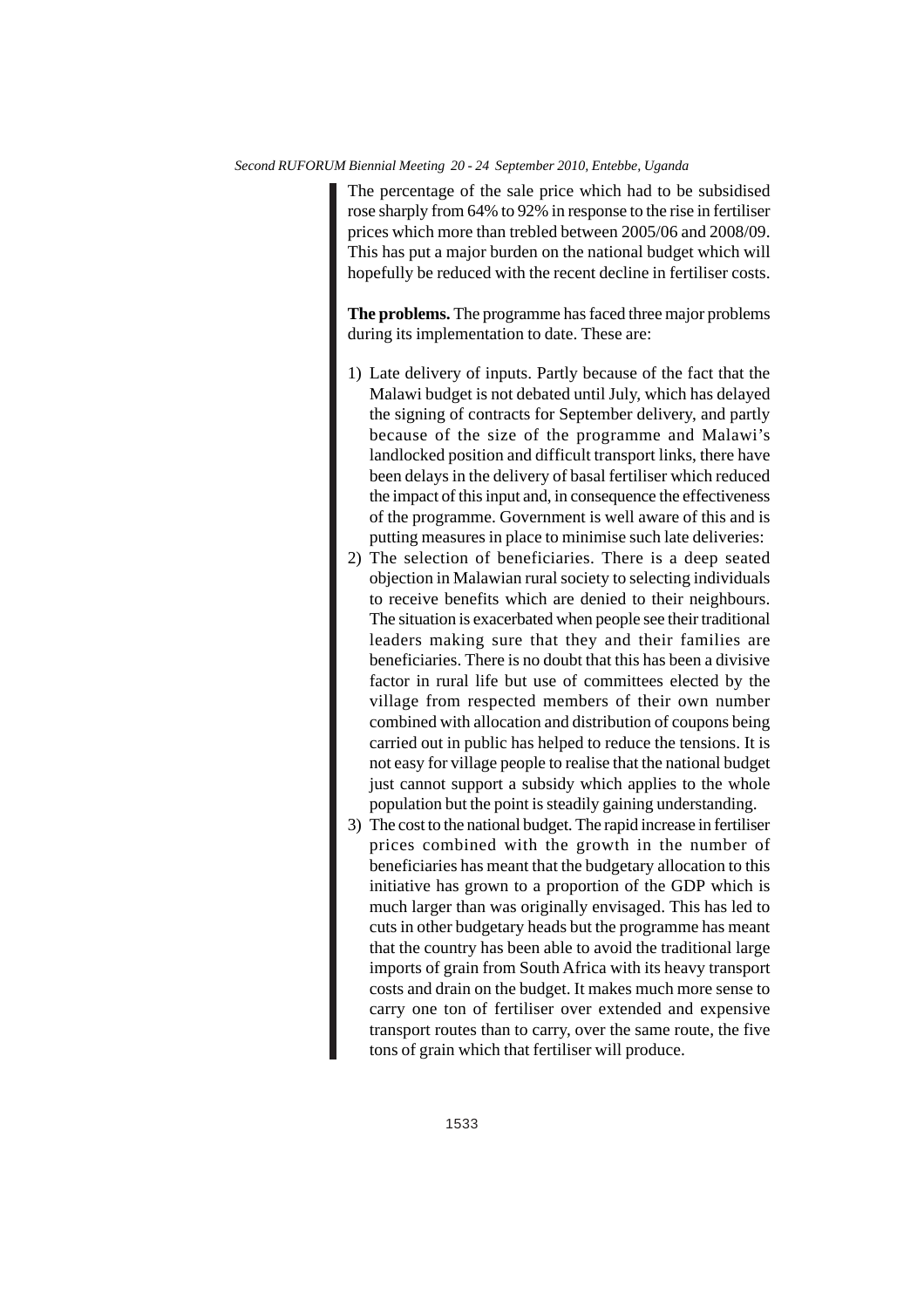The percentage of the sale price which had to be subsidised rose sharply from 64% to 92% in response to the rise in fertiliser prices which more than trebled between 2005/06 and 2008/09. This has put a major burden on the national budget which will hopefully be reduced with the recent decline in fertiliser costs.

**The problems.** The programme has faced three major problems during its implementation to date. These are:

1) Late delivery of inputs. Partly because of the fact that the Malawi budget is not debated until July, which has delayed the signing of contracts for September delivery, and partly because of the size of the programme and Malawi's landlocked position and difficult transport links, there have been delays in the delivery of basal fertiliser which reduced the impact of this input and, in consequence the effectiveness of the programme. Government is well aware of this and is putting measures in place to minimise such late deliveries:
2) The selection of beneficiaries. There is a deep seated objection in Malawian rural society to selecting individuals to receive benefits which are denied to their neighbours. The situation is exacerbated when people see their traditional leaders making sure that they and their families are beneficiaries. There is no doubt that this has been a divisive factor in rural life but use of committees elected by the village from respected members of their own number combined with allocation and distribution of coupons being carried out in public has helped to reduce the tensions. It is not easy for village people to realise that the national budget just cannot support a subsidy which applies to the whole population but the point is steadily gaining understanding.
3) The cost to the national budget. The rapid increase in fertiliser prices combined with the growth in the number of beneficiaries has meant that the budgetary allocation to this initiative has grown to a proportion of the GDP which is much larger than was originally envisaged. This has led to cuts in other budgetary heads but the programme has meant that the country has been able to avoid the traditional large imports of grain from South Africa with its heavy transport costs and drain on the budget. It makes much more sense to carry one ton of fertiliser over extended and expensive transport routes than to carry, over the same route, the five tons of grain which that fertiliser will produce.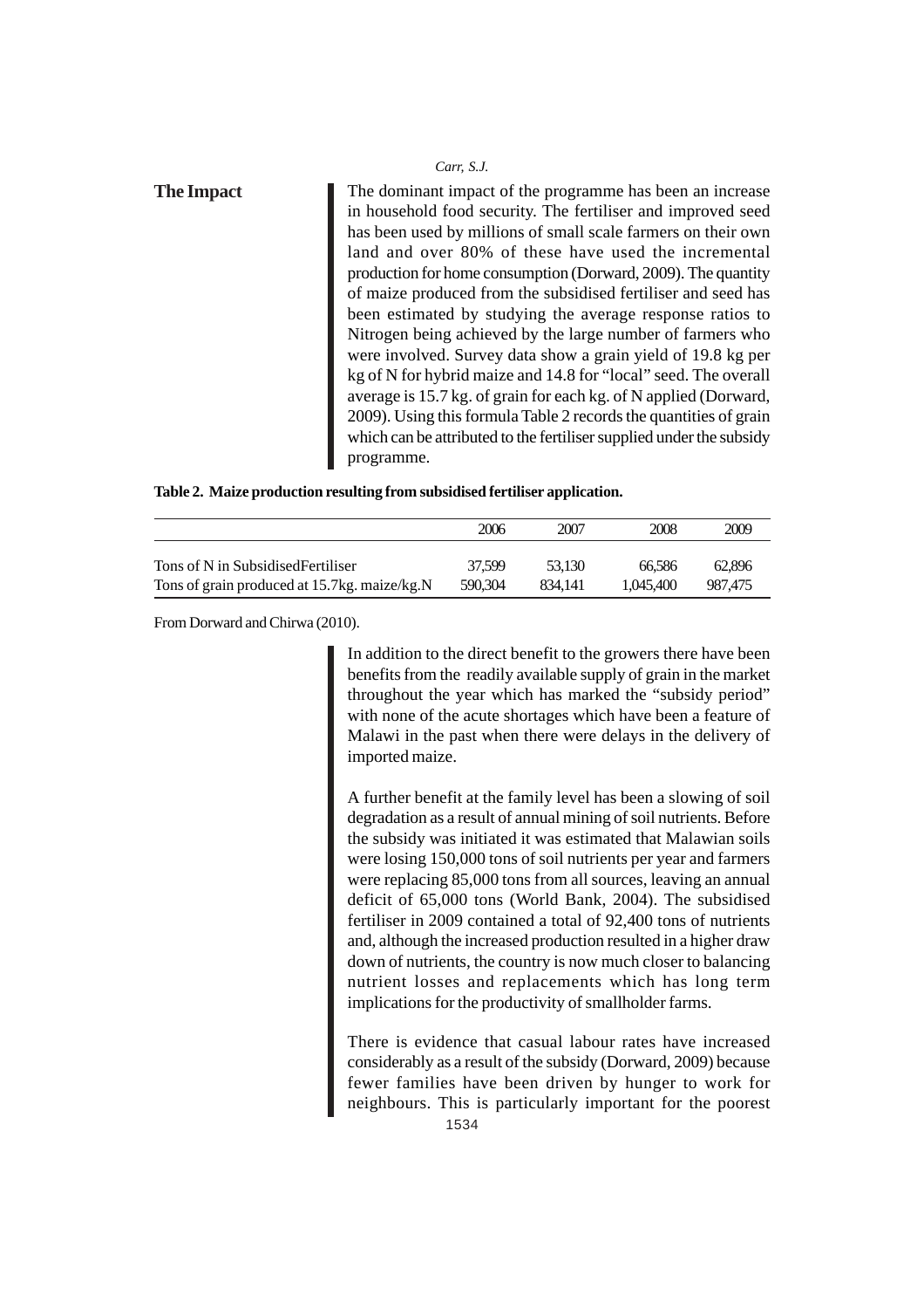## The Impact

The dominant impact of the programme has been an increase in household food security. The fertiliser and improved seed has been used by millions of small scale farmers on their own land and over 80% of these have used the incremental production for home consumption (Dorward, 2009). The quantity of maize produced from the subsidised fertiliser and seed has been estimated by studying the average response ratios to Nitrogen being achieved by the large number of farmers who were involved. Survey data show a grain yield of 19.8 kg per kg of N for hybrid maize and 14.8 for "local" seed. The overall average is 15.7 kg. of grain for each kg. of N applied (Dorward, 2009). Using this formula Table 2 records the quantities of grain which can be attributed to the fertiliser supplied under the subsidy programme.

**Table 2. Maize production resulting from subsidised fertiliser application.**

| | 2006 | 2007 | 2008 | 2009 |
|---|---|---|---|---|
| Tons of N in SubsidisedFertiliser | 37,599 | 53,130 | 66,586 | 62,896 |
| Tons of grain produced at 15.7kg. maize/kg.N | 590,304 | 834,141 | 1,045,400 | 987,475 |

From Dorward and Chirwa (2010).

In addition to the direct benefit to the growers there have been benefits from the readily available supply of grain in the market throughout the year which has marked the "subsidy period" with none of the acute shortages which have been a feature of Malawi in the past when there were delays in the delivery of imported maize.

A further benefit at the family level has been a slowing of soil degradation as a result of annual mining of soil nutrients. Before the subsidy was initiated it was estimated that Malawian soils were losing 150,000 tons of soil nutrients per year and farmers were replacing 85,000 tons from all sources, leaving an annual deficit of 65,000 tons (World Bank, 2004). The subsidised fertiliser in 2009 contained a total of 92,400 tons of nutrients and, although the increased production resulted in a higher draw down of nutrients, the country is now much closer to balancing nutrient losses and replacements which has long term implications for the productivity of smallholder farms.

There is evidence that casual labour rates have increased considerably as a result of the subsidy (Dorward, 2009) because fewer families have been driven by hunger to work for neighbours. This is particularly important for the poorest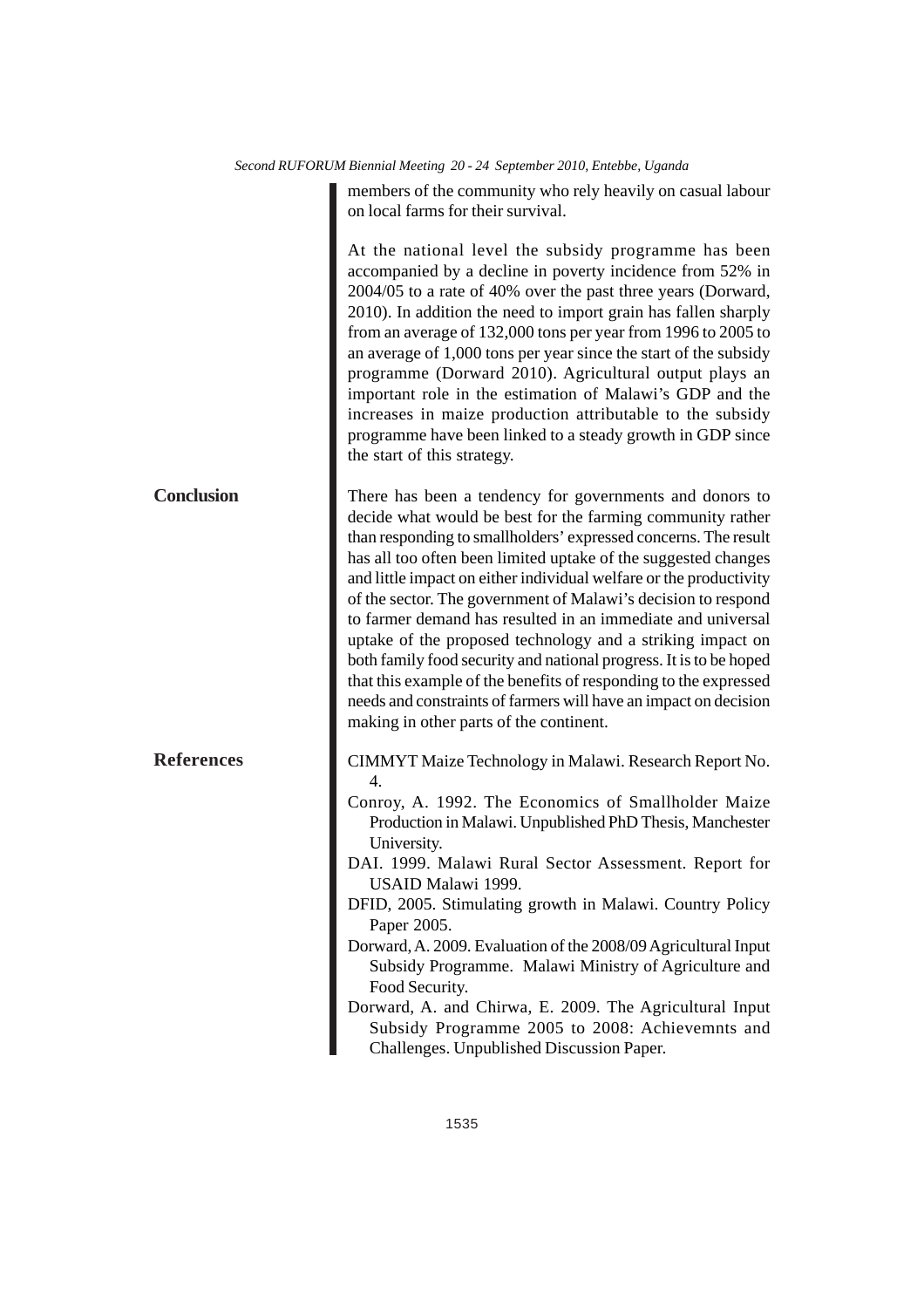members of the community who rely heavily on casual labour on local farms for their survival.

At the national level the subsidy programme has been accompanied by a decline in poverty incidence from 52% in 2004/05 to a rate of 40% over the past three years (Dorward, 2010). In addition the need to import grain has fallen sharply from an average of 132,000 tons per year from 1996 to 2005 to an average of 1,000 tons per year since the start of the subsidy programme (Dorward 2010). Agricultural output plays an important role in the estimation of Malawi's GDP and the increases in maize production attributable to the subsidy programme have been linked to a steady growth in GDP since the start of this strategy.

## Conclusion

There has been a tendency for governments and donors to decide what would be best for the farming community rather than responding to smallholders' expressed concerns. The result has all too often been limited uptake of the suggested changes and little impact on either individual welfare or the productivity of the sector. The government of Malawi's decision to respond to farmer demand has resulted in an immediate and universal uptake of the proposed technology and a striking impact on both family food security and national progress. It is to be hoped that this example of the benefits of responding to the expressed needs and constraints of farmers will have an impact on decision making in other parts of the continent.

## References

CIMMYT Maize Technology in Malawi. Research Report No. 4.

Conroy, A. 1992. The Economics of Smallholder Maize Production in Malawi. Unpublished PhD Thesis, Manchester University.

DAI. 1999. Malawi Rural Sector Assessment. Report for USAID Malawi 1999.

DFID, 2005. Stimulating growth in Malawi. Country Policy Paper 2005.

Dorward, A. 2009. Evaluation of the 2008/09 Agricultural Input Subsidy Programme. Malawi Ministry of Agriculture and Food Security.

Dorward, A. and Chirwa, E. 2009. The Agricultural Input Subsidy Programme 2005 to 2008: Achievemnts and Challenges. Unpublished Discussion Paper.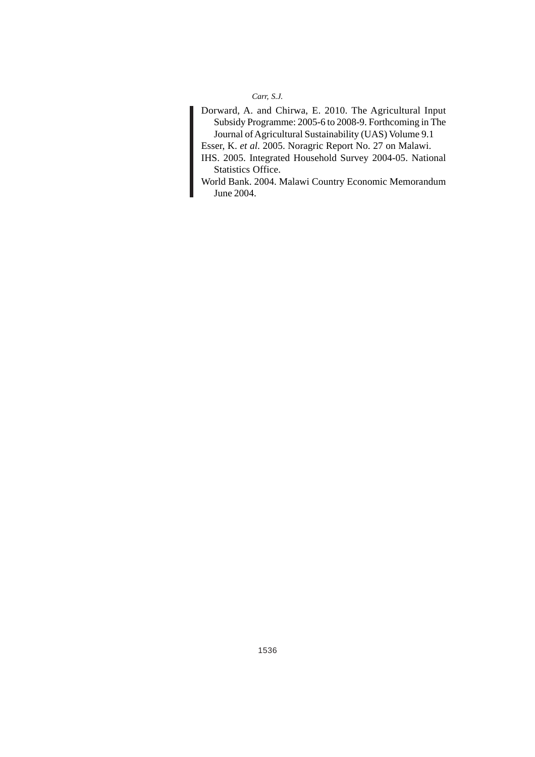Dorward, A. and Chirwa, E. 2010. The Agricultural Input Subsidy Programme: 2005-6 to 2008-9. Forthcoming in The Journal of Agricultural Sustainability (UAS) Volume 9.1

Esser, K. *et al*. 2005. Noragric Report No. 27 on Malawi.

IHS. 2005. Integrated Household Survey 2004-05. National Statistics Office.

World Bank. 2004. Malawi Country Economic Memorandum June 2004.